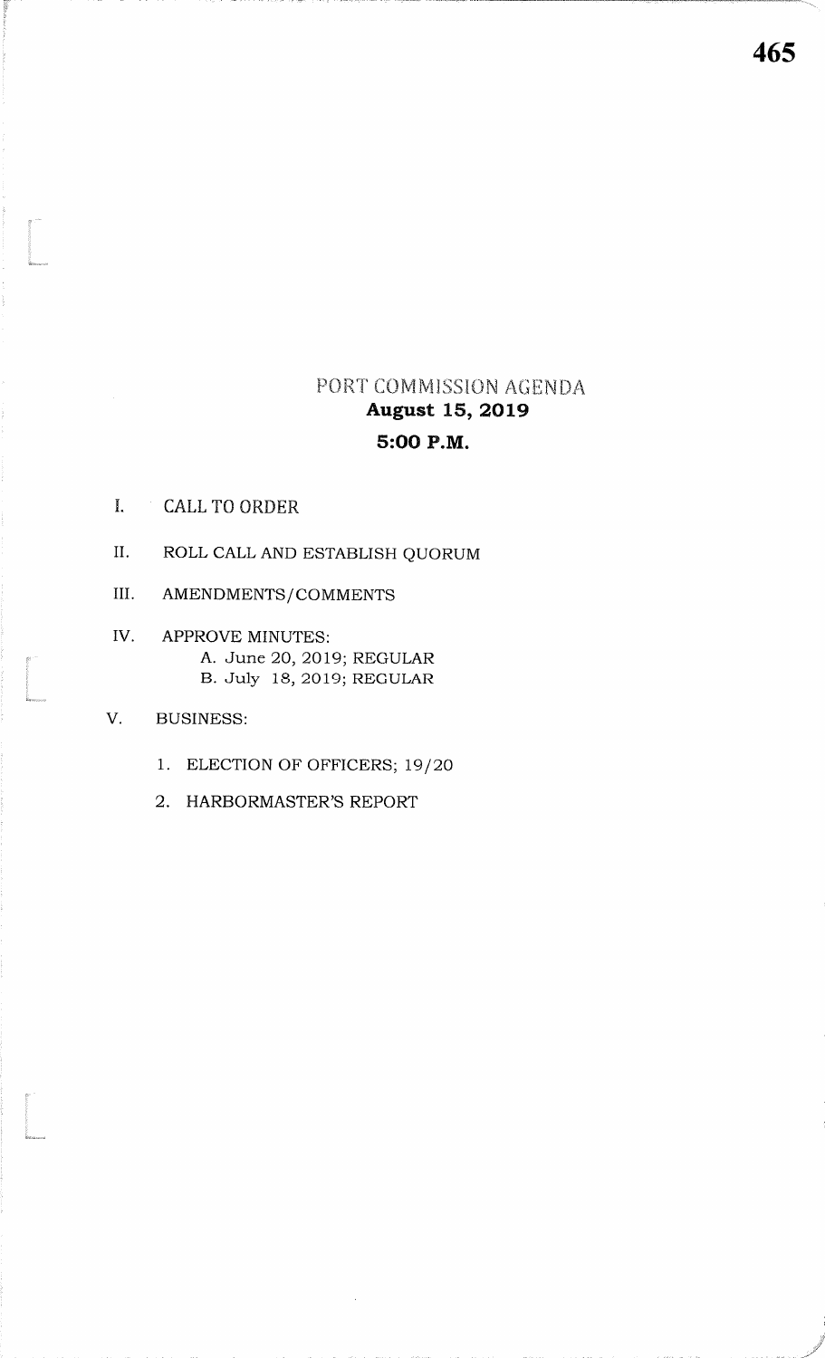# PORT COMMISSION AGENDA

## August 15, 2019

## 5:00 P.M.

I. CALL TO ORDER

II. ROLL CALL AND ESTABLISH QUORUM

III. AMENDMENTS/COMMENTS

IV. APPROVE MINUTES:
   - A. June 20, 2019; REGULAR
   - B. July 18, 2019; REGULAR

V. BUSINESS:
   1. ELECTION OF OFFICERS; 19/20
   2. HARBORMASTER'S REPORT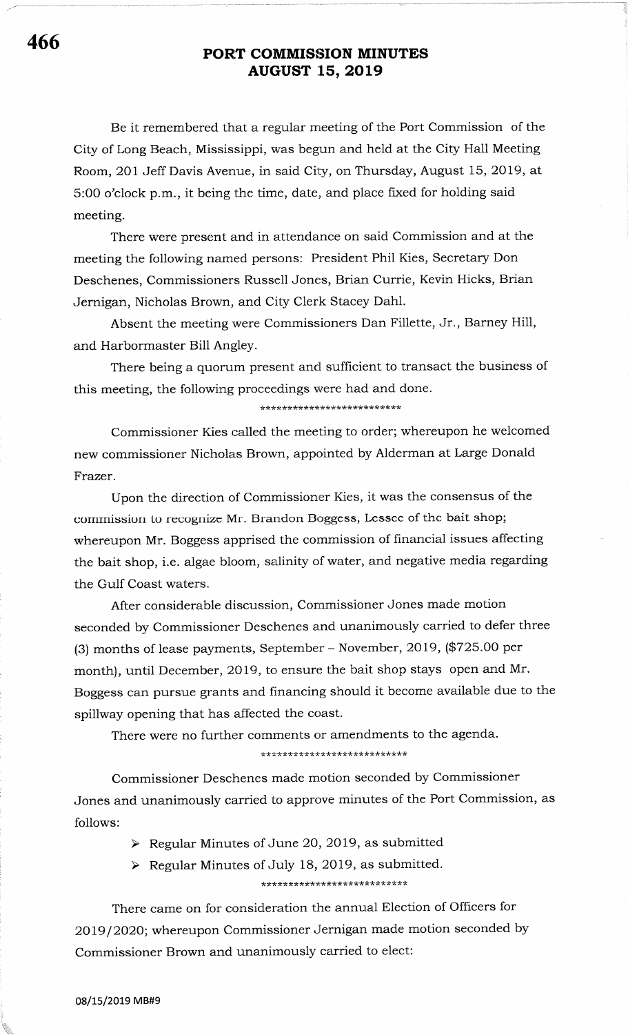# PORT COMMISSION MINUTES
# AUGUST 15, 2019

Be it remembered that a regular meeting of the Port Commission of the City of Long Beach, Mississippi, was begun and held at the City Hall Meeting Room, 201 Jeff Davis Avenue, in said City, on Thursday, August 15, 2019, at 5:00 o'clock p.m., it being the time, date, and place fixed for holding said meeting.

There were present and in attendance on said Commission and at the meeting the following named persons: President Phil Kies, Secretary Don Deschenes, Commissioners Russell Jones, Brian Currie, Kevin Hicks, Brian Jernigan, Nicholas Brown, and City Clerk Stacey Dahl.

Absent the meeting were Commissioners Dan Fillette, Jr., Barney Hill, and Harbormaster Bill Angley.

There being a quorum present and sufficient to transact the business of this meeting, the following proceedings were had and done.

***************************

Commissioner Kies called the meeting to order; whereupon he welcomed new commissioner Nicholas Brown, appointed by Alderman at Large Donald Frazer.

Upon the direction of Commissioner Kies, it was the consensus of the commission to recognize Mr. Brandon Boggess, Lessee of the bait shop; whereupon Mr. Boggess apprised the commission of financial issues affecting the bait shop, i.e. algae bloom, salinity of water, and negative media regarding the Gulf Coast waters.

After considerable discussion, Commissioner Jones made motion seconded by Commissioner Deschenes and unanimously carried to defer three (3) months of lease payments, September – November, 2019, ($725.00 per month), until December, 2019, to ensure the bait shop stays open and Mr. Boggess can pursue grants and financing should it become available due to the spillway opening that has affected the coast.

There were no further comments or amendments to the agenda.

***************************

Commissioner Deschenes made motion seconded by Commissioner Jones and unanimously carried to approve minutes of the Port Commission, as follows:

- Regular Minutes of June 20, 2019, as submitted
- Regular Minutes of July 18, 2019, as submitted.

***************************

There came on for consideration the annual Election of Officers for 2019/2020; whereupon Commissioner Jernigan made motion seconded by Commissioner Brown and unanimously carried to elect:

08/15/2019 MB#9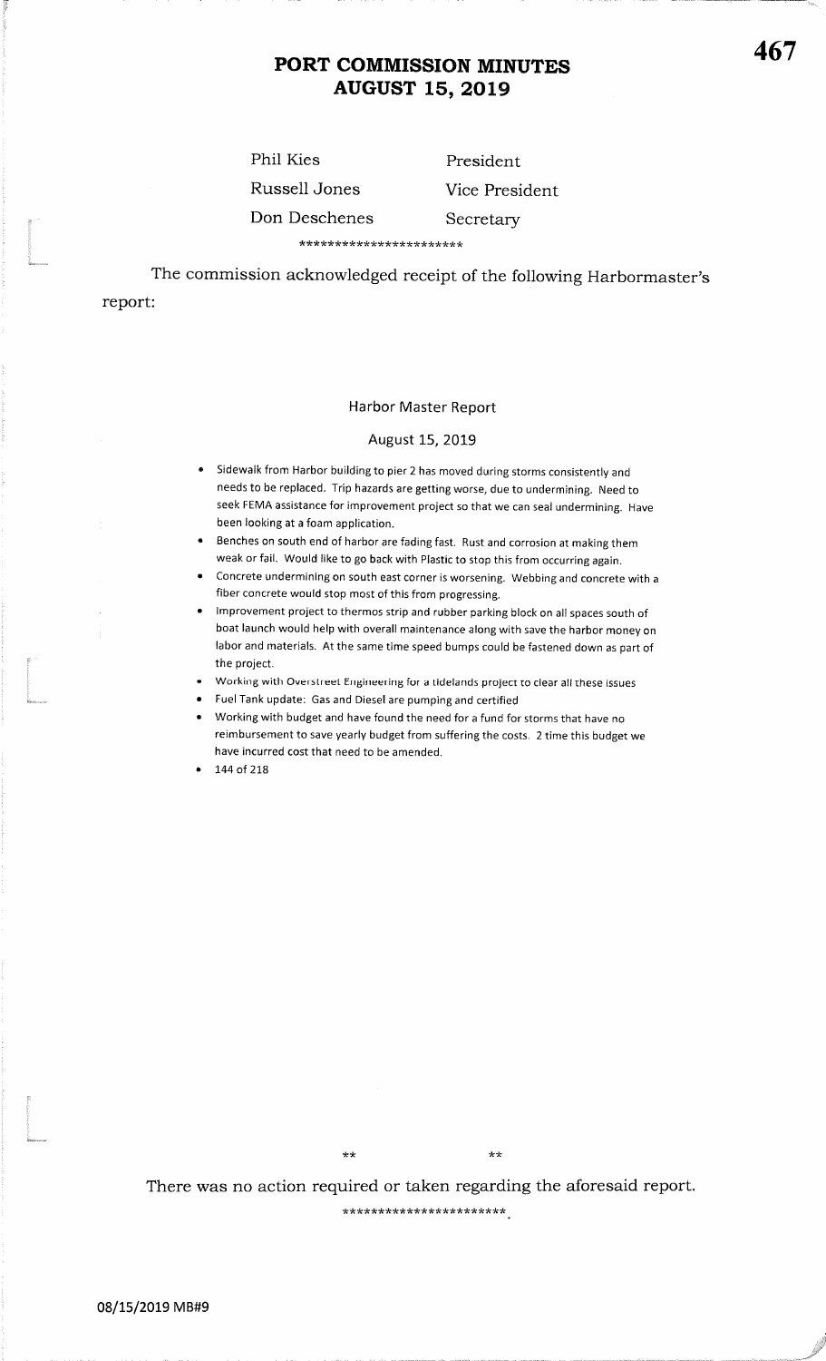# PORT COMMISSION MINUTES
## AUGUST 15, 2019

| | |
|---|---|
| Phil Kies | President |
| Russell Jones | Vice President |
| Don Deschenes | Secretary |

**********************

The commission acknowledged receipt of the following Harbormaster's report:

### Harbor Master Report

August 15, 2019

- Sidewalk from Harbor building to pier 2 has moved during storms consistently and needs to be replaced. Trip hazards are getting worse, due to undermining. Need to seek FEMA assistance for improvement project so that we can seal undermining. Have been looking at a foam application.
- Benches on south end of harbor are fading fast. Rust and corrosion at making them weak or fail. Would like to go back with Plastic to stop this from occurring again.
- Concrete undermining on south east corner is worsening. Webbing and concrete with a fiber concrete would stop most of this from progressing.
- Improvement project to thermos strip and rubber parking block on all spaces south of boat launch would help with overall maintenance along with save the harbor money on labor and materials. At the same time speed bumps could be fastened down as part of the project.
- Working with Overstreet Engineering for a tidelands project to clear all these issues
- Fuel Tank update: Gas and Diesel are pumping and certified
- Working with budget and have found the need for a fund for storms that have no reimbursement to save yearly budget from suffering the costs. 2 time this budget we have incurred cost that need to be amended.
- 144 of 218

\*\* \*\*

There was no action required or taken regarding the aforesaid report.

**********************.

08/15/2019 MB#9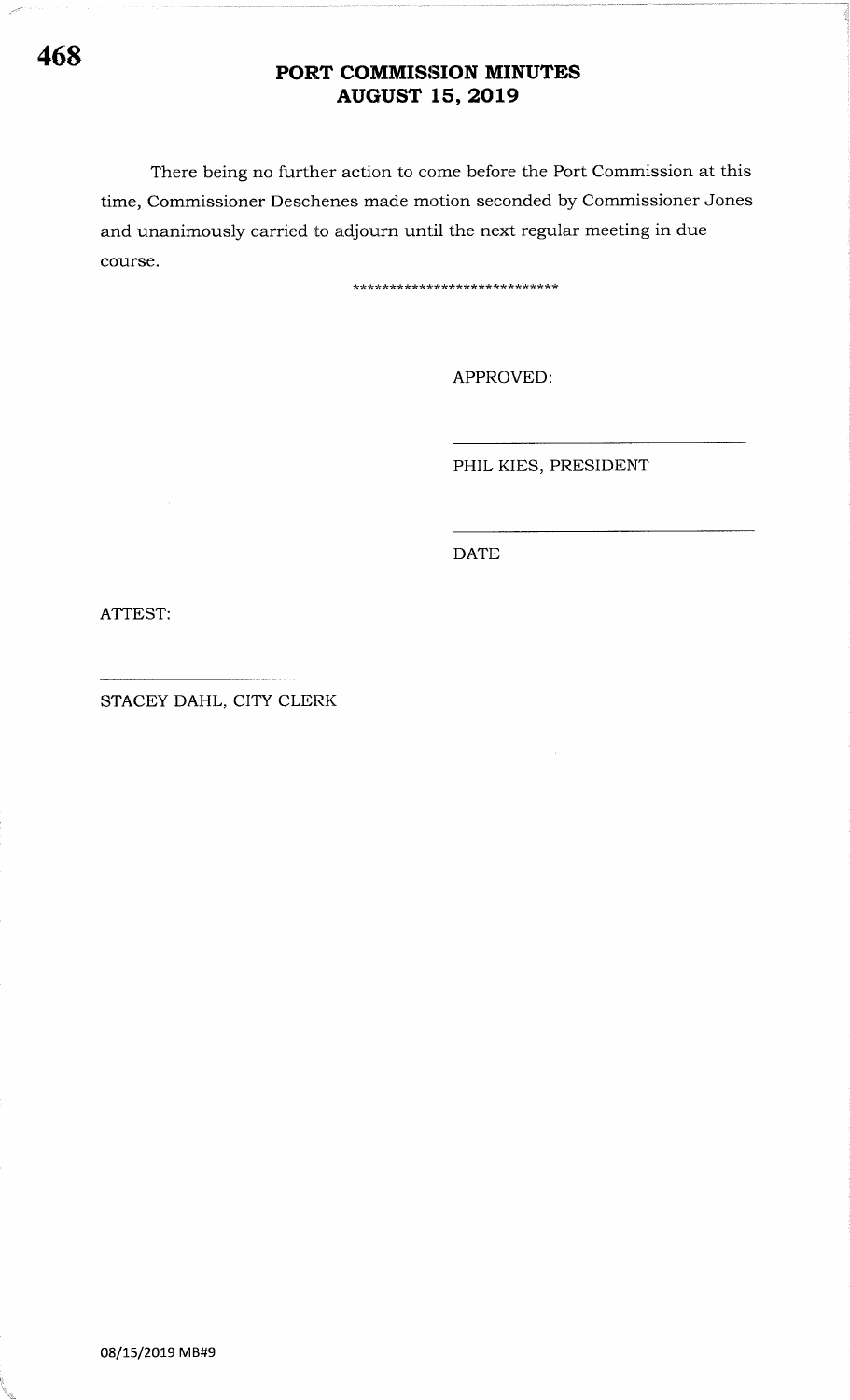# PORT COMMISSION MINUTES
## AUGUST 15, 2019

There being no further action to come before the Port Commission at this time, Commissioner Deschenes made motion seconded by Commissioner Jones and unanimously carried to adjourn until the next regular meeting in due course.

****************************

APPROVED:

___________________________

PHIL KIES, PRESIDENT

___________________________

DATE

ATTEST:

___________________________

STACEY DAHL, CITY CLERK

08/15/2019 MB#9